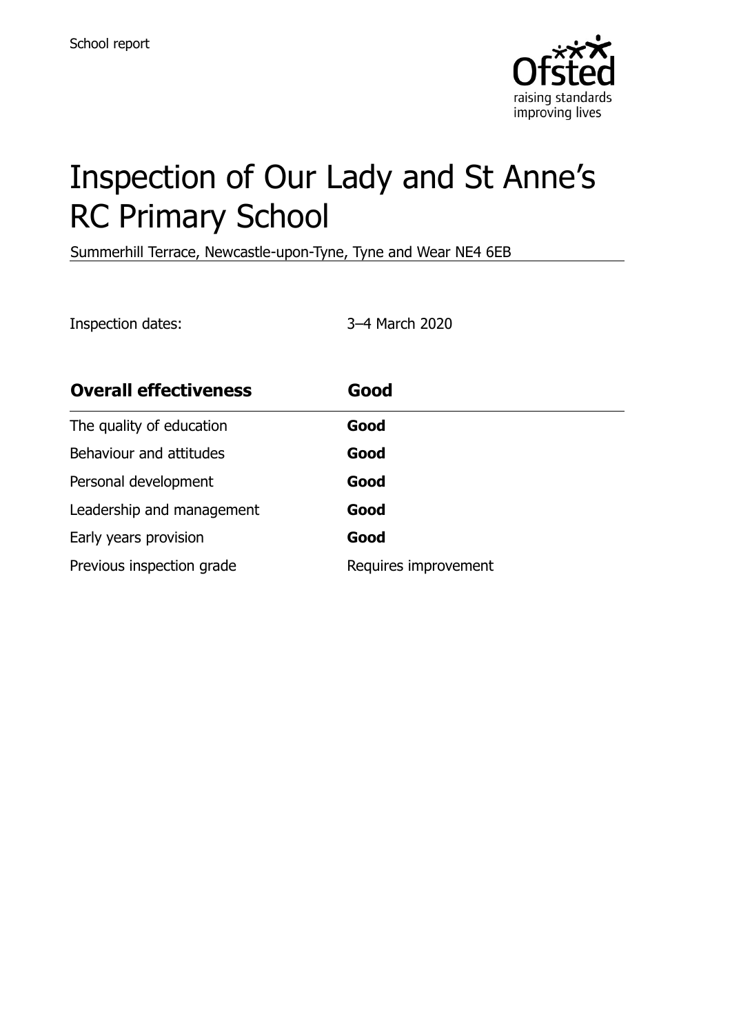School report

# Inspection of Our Lady and St Anne's RC Primary School

Summerhill Terrace, Newcastle-upon-Tyne, Tyne and Wear NE4 6EB

Inspection dates: 3–4 March 2020

| **Overall effectiveness** | **Good** |
| --- | --- |
| The quality of education | **Good** |
| Behaviour and attitudes | **Good** |
| Personal development | **Good** |
| Leadership and management | **Good** |
| Early years provision | **Good** |
| Previous inspection grade | Requires improvement |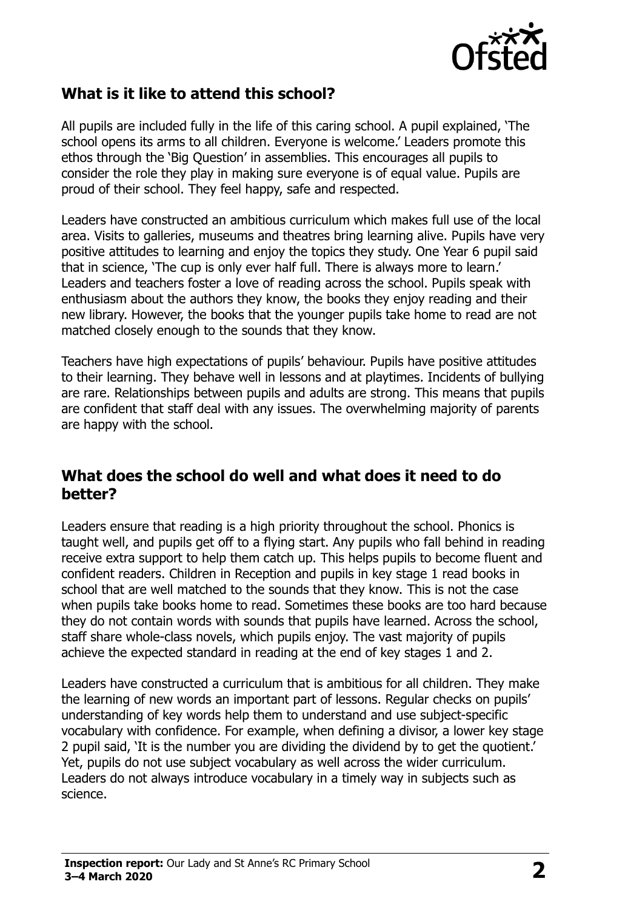## What is it like to attend this school?

All pupils are included fully in the life of this caring school. A pupil explained, 'The school opens its arms to all children. Everyone is welcome.' Leaders promote this ethos through the 'Big Question' in assemblies. This encourages all pupils to consider the role they play in making sure everyone is of equal value. Pupils are proud of their school. They feel happy, safe and respected.

Leaders have constructed an ambitious curriculum which makes full use of the local area. Visits to galleries, museums and theatres bring learning alive. Pupils have very positive attitudes to learning and enjoy the topics they study. One Year 6 pupil said that in science, 'The cup is only ever half full. There is always more to learn.' Leaders and teachers foster a love of reading across the school. Pupils speak with enthusiasm about the authors they know, the books they enjoy reading and their new library. However, the books that the younger pupils take home to read are not matched closely enough to the sounds that they know.

Teachers have high expectations of pupils' behaviour. Pupils have positive attitudes to their learning. They behave well in lessons and at playtimes. Incidents of bullying are rare. Relationships between pupils and adults are strong. This means that pupils are confident that staff deal with any issues. The overwhelming majority of parents are happy with the school.

## What does the school do well and what does it need to do better?

Leaders ensure that reading is a high priority throughout the school. Phonics is taught well, and pupils get off to a flying start. Any pupils who fall behind in reading receive extra support to help them catch up. This helps pupils to become fluent and confident readers. Children in Reception and pupils in key stage 1 read books in school that are well matched to the sounds that they know. This is not the case when pupils take books home to read. Sometimes these books are too hard because they do not contain words with sounds that pupils have learned. Across the school, staff share whole-class novels, which pupils enjoy. The vast majority of pupils achieve the expected standard in reading at the end of key stages 1 and 2.

Leaders have constructed a curriculum that is ambitious for all children. They make the learning of new words an important part of lessons. Regular checks on pupils' understanding of key words help them to understand and use subject-specific vocabulary with confidence. For example, when defining a divisor, a lower key stage 2 pupil said, 'It is the number you are dividing the dividend by to get the quotient.' Yet, pupils do not use subject vocabulary as well across the wider curriculum. Leaders do not always introduce vocabulary in a timely way in subjects such as science.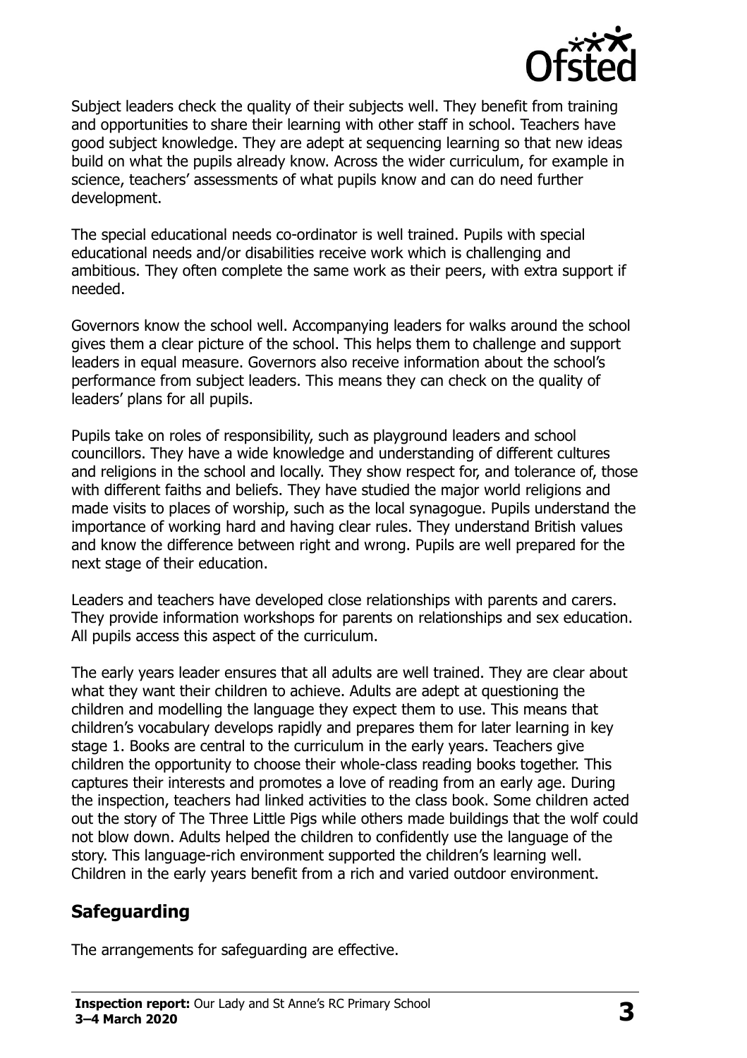Subject leaders check the quality of their subjects well. They benefit from training and opportunities to share their learning with other staff in school. Teachers have good subject knowledge. They are adept at sequencing learning so that new ideas build on what the pupils already know. Across the wider curriculum, for example in science, teachers' assessments of what pupils know and can do need further development.

The special educational needs co-ordinator is well trained. Pupils with special educational needs and/or disabilities receive work which is challenging and ambitious. They often complete the same work as their peers, with extra support if needed.

Governors know the school well. Accompanying leaders for walks around the school gives them a clear picture of the school. This helps them to challenge and support leaders in equal measure. Governors also receive information about the school's performance from subject leaders. This means they can check on the quality of leaders' plans for all pupils.

Pupils take on roles of responsibility, such as playground leaders and school councillors. They have a wide knowledge and understanding of different cultures and religions in the school and locally. They show respect for, and tolerance of, those with different faiths and beliefs. They have studied the major world religions and made visits to places of worship, such as the local synagogue. Pupils understand the importance of working hard and having clear rules. They understand British values and know the difference between right and wrong. Pupils are well prepared for the next stage of their education.

Leaders and teachers have developed close relationships with parents and carers. They provide information workshops for parents on relationships and sex education. All pupils access this aspect of the curriculum.

The early years leader ensures that all adults are well trained. They are clear about what they want their children to achieve. Adults are adept at questioning the children and modelling the language they expect them to use. This means that children's vocabulary develops rapidly and prepares them for later learning in key stage 1. Books are central to the curriculum in the early years. Teachers give children the opportunity to choose their whole-class reading books together. This captures their interests and promotes a love of reading from an early age. During the inspection, teachers had linked activities to the class book. Some children acted out the story of The Three Little Pigs while others made buildings that the wolf could not blow down. Adults helped the children to confidently use the language of the story. This language-rich environment supported the children's learning well. Children in the early years benefit from a rich and varied outdoor environment.

## Safeguarding

The arrangements for safeguarding are effective.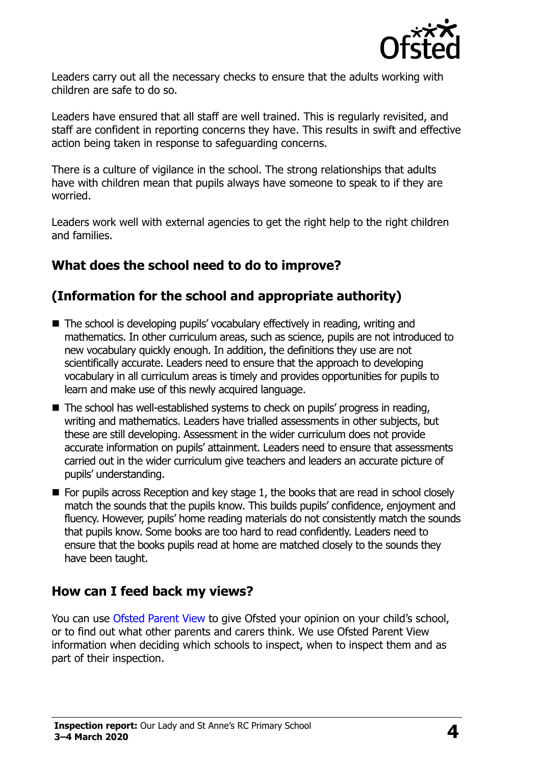Leaders carry out all the necessary checks to ensure that the adults working with children are safe to do so.

Leaders have ensured that all staff are well trained. This is regularly revisited, and staff are confident in reporting concerns they have. This results in swift and effective action being taken in response to safeguarding concerns.

There is a culture of vigilance in the school. The strong relationships that adults have with children mean that pupils always have someone to speak to if they are worried.

Leaders work well with external agencies to get the right help to the right children and families.

## What does the school need to do to improve?

## (Information for the school and appropriate authority)

- The school is developing pupils' vocabulary effectively in reading, writing and mathematics. In other curriculum areas, such as science, pupils are not introduced to new vocabulary quickly enough. In addition, the definitions they use are not scientifically accurate. Leaders need to ensure that the approach to developing vocabulary in all curriculum areas is timely and provides opportunities for pupils to learn and make use of this newly acquired language.
- The school has well-established systems to check on pupils' progress in reading, writing and mathematics. Leaders have trialled assessments in other subjects, but these are still developing. Assessment in the wider curriculum does not provide accurate information on pupils' attainment. Leaders need to ensure that assessments carried out in the wider curriculum give teachers and leaders an accurate picture of pupils' understanding.
- For pupils across Reception and key stage 1, the books that are read in school closely match the sounds that the pupils know. This builds pupils' confidence, enjoyment and fluency. However, pupils' home reading materials do not consistently match the sounds that pupils know. Some books are too hard to read confidently. Leaders need to ensure that the books pupils read at home are matched closely to the sounds they have been taught.

## How can I feed back my views?

You can use Ofsted Parent View to give Ofsted your opinion on your child's school, or to find out what other parents and carers think. We use Ofsted Parent View information when deciding which schools to inspect, when to inspect them and as part of their inspection.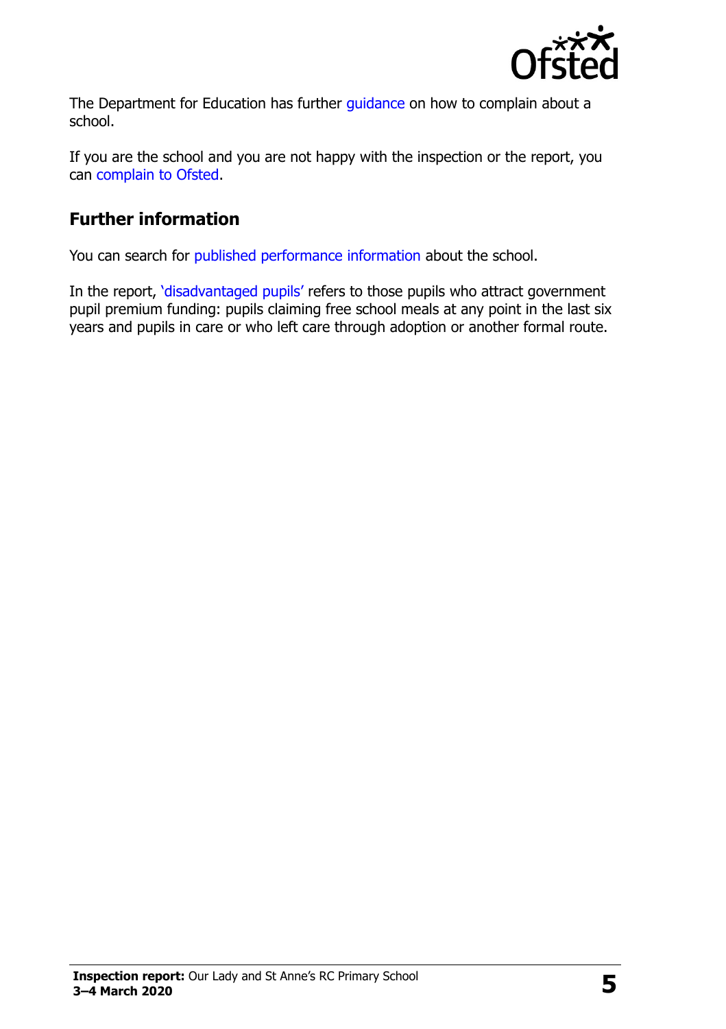The Department for Education has further guidance on how to complain about a school.

If you are the school and you are not happy with the inspection or the report, you can complain to Ofsted.

## Further information

You can search for published performance information about the school.

In the report, 'disadvantaged pupils' refers to those pupils who attract government pupil premium funding: pupils claiming free school meals at any point in the last six years and pupils in care or who left care through adoption or another formal route.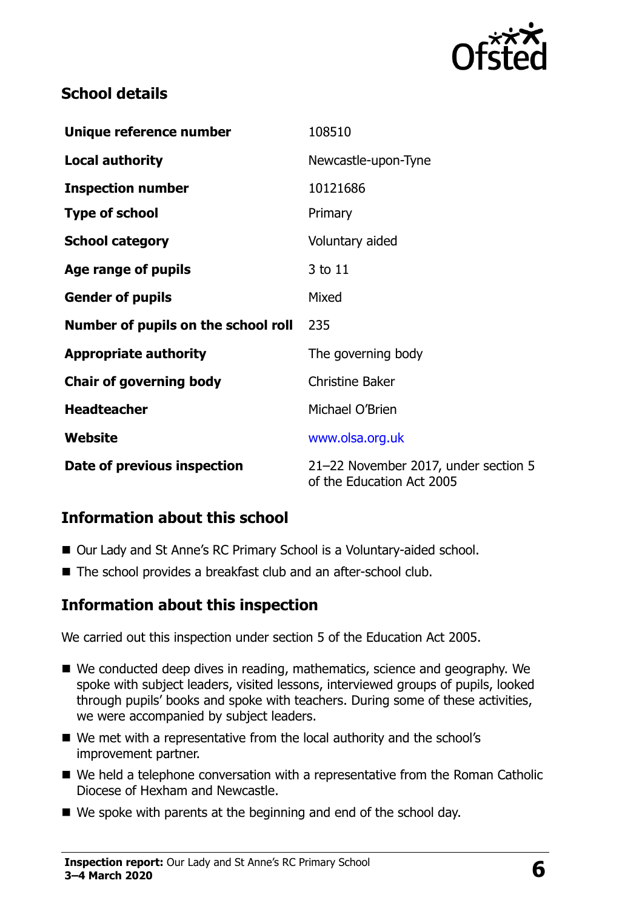## School details

| | |
|---|---|
| **Unique reference number** | 108510 |
| **Local authority** | Newcastle-upon-Tyne |
| **Inspection number** | 10121686 |
| **Type of school** | Primary |
| **School category** | Voluntary aided |
| **Age range of pupils** | 3 to 11 |
| **Gender of pupils** | Mixed |
| **Number of pupils on the school roll** | 235 |
| **Appropriate authority** | The governing body |
| **Chair of governing body** | Christine Baker |
| **Headteacher** | Michael O'Brien |
| **Website** | www.olsa.org.uk |
| **Date of previous inspection** | 21–22 November 2017, under section 5 of the Education Act 2005 |

## Information about this school

- Our Lady and St Anne's RC Primary School is a Voluntary-aided school.
- The school provides a breakfast club and an after-school club.

## Information about this inspection

We carried out this inspection under section 5 of the Education Act 2005.

- We conducted deep dives in reading, mathematics, science and geography. We spoke with subject leaders, visited lessons, interviewed groups of pupils, looked through pupils' books and spoke with teachers. During some of these activities, we were accompanied by subject leaders.
- We met with a representative from the local authority and the school's improvement partner.
- We held a telephone conversation with a representative from the Roman Catholic Diocese of Hexham and Newcastle.
- We spoke with parents at the beginning and end of the school day.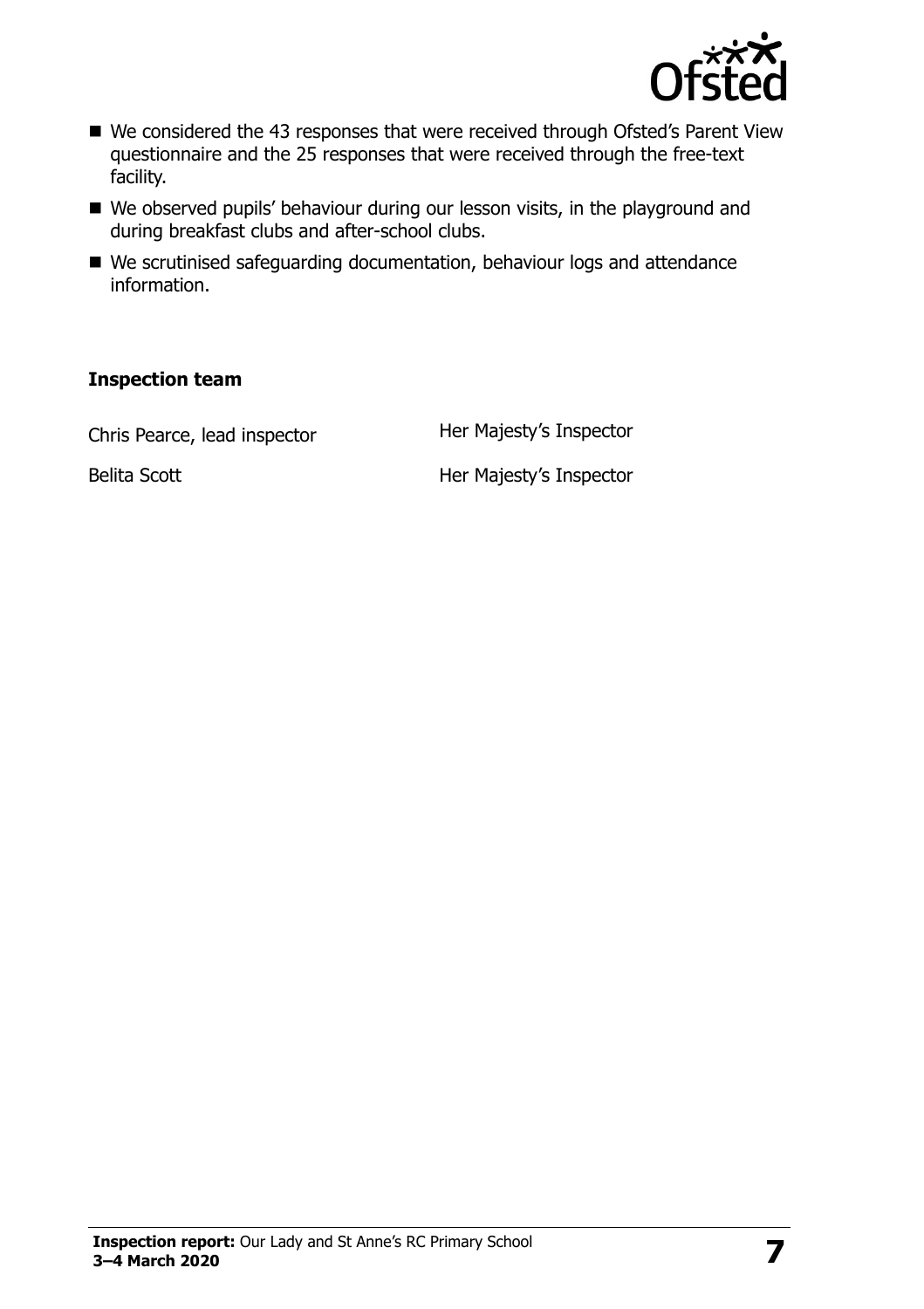- We considered the 43 responses that were received through Ofsted's Parent View questionnaire and the 25 responses that were received through the free-text facility.
- We observed pupils' behaviour during our lesson visits, in the playground and during breakfast clubs and after-school clubs.
- We scrutinised safeguarding documentation, behaviour logs and attendance information.

**Inspection team**

| | |
|---|---|
| Chris Pearce, lead inspector | Her Majesty's Inspector |
| Belita Scott | Her Majesty's Inspector |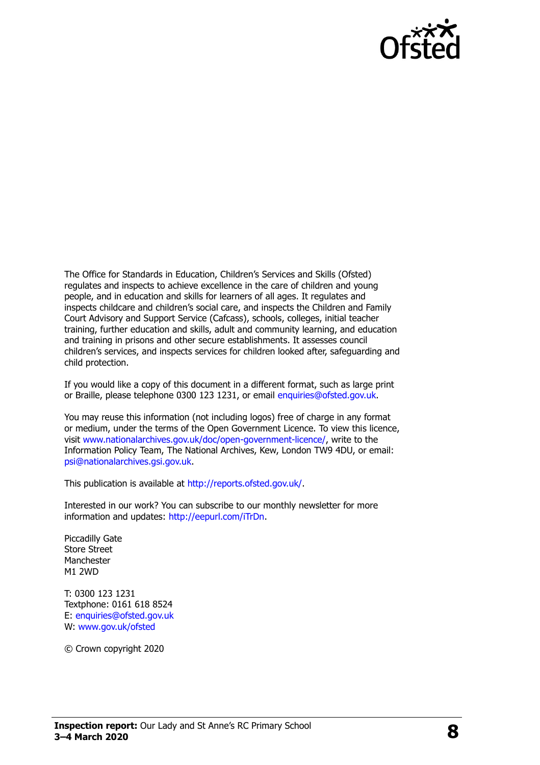The Office for Standards in Education, Children's Services and Skills (Ofsted) regulates and inspects to achieve excellence in the care of children and young people, and in education and skills for learners of all ages. It regulates and inspects childcare and children's social care, and inspects the Children and Family Court Advisory and Support Service (Cafcass), schools, colleges, initial teacher training, further education and skills, adult and community learning, and education and training in prisons and other secure establishments. It assesses council children's services, and inspects services for children looked after, safeguarding and child protection.

If you would like a copy of this document in a different format, such as large print or Braille, please telephone 0300 123 1231, or email enquiries@ofsted.gov.uk.

You may reuse this information (not including logos) free of charge in any format or medium, under the terms of the Open Government Licence. To view this licence, visit www.nationalarchives.gov.uk/doc/open-government-licence/, write to the Information Policy Team, The National Archives, Kew, London TW9 4DU, or email: psi@nationalarchives.gsi.gov.uk.

This publication is available at http://reports.ofsted.gov.uk/.

Interested in our work? You can subscribe to our monthly newsletter for more information and updates: http://eepurl.com/iTrDn.

Piccadilly Gate
Store Street
Manchester
M1 2WD

T: 0300 123 1231
Textphone: 0161 618 8524
E: enquiries@ofsted.gov.uk
W: www.gov.uk/ofsted

© Crown copyright 2020